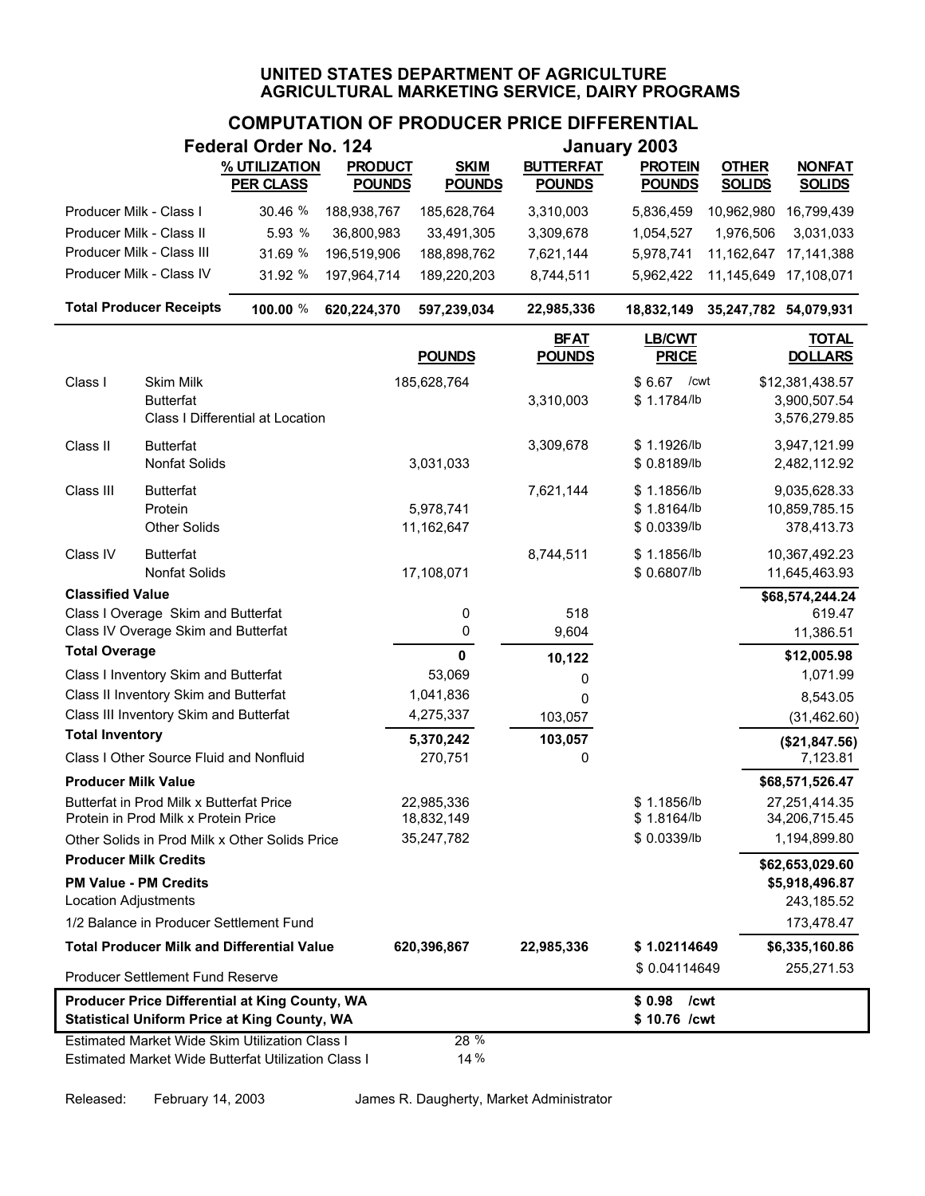# UNITED STATES DEPARTMENT OF AGRICULTURE
## AGRICULTURAL MARKETING SERVICE, DAIRY PROGRAMS

## COMPUTATION OF PRODUCER PRICE DIFFERENTIAL

**Federal Order No. 124** — **January 2003**

| | % UTILIZATION PER CLASS | PRODUCT POUNDS | SKIM POUNDS | BUTTERFAT POUNDS | PROTEIN POUNDS | OTHER SOLIDS | NONFAT SOLIDS |
|---|---|---|---|---|---|---|---|
| Producer Milk - Class I | 30.46 % | 188,938,767 | 185,628,764 | 3,310,003 | 5,836,459 | 10,962,980 | 16,799,439 |
| Producer Milk - Class II | 5.93 % | 36,800,983 | 33,491,305 | 3,309,678 | 1,054,527 | 1,976,506 | 3,031,033 |
| Producer Milk - Class III | 31.69 % | 196,519,906 | 188,898,762 | 7,621,144 | 5,978,741 | 11,162,647 | 17,141,388 |
| Producer Milk - Class IV | 31.92 % | 197,964,714 | 189,220,203 | 8,744,511 | 5,962,422 | 11,145,649 | 17,108,071 |
| **Total Producer Receipts** | **100.00 %** | **620,224,370** | **597,239,034** | **22,985,336** | **18,832,149** | **35,247,782** | **54,079,931** |

| | | POUNDS | BFAT POUNDS | LB/CWT PRICE | TOTAL DOLLARS |
|---|---|---|---|---|---|
| Class I | Skim Milk | 185,628,764 | | $ 6.67 /cwt | $12,381,438.57 |
| | Butterfat | | 3,310,003 | $ 1.1784/lb | 3,900,507.54 |
| | Class I Differential at Location | | | | 3,576,279.85 |
| Class II | Butterfat | | 3,309,678 | $ 1.1926/lb | 3,947,121.99 |
| | Nonfat Solids | 3,031,033 | | $ 0.8189/lb | 2,482,112.92 |
| Class III | Butterfat | | 7,621,144 | $ 1.1856/lb | 9,035,628.33 |
| | Protein | 5,978,741 | | $ 1.8164/lb | 10,859,785.15 |
| | Other Solids | 11,162,647 | | $ 0.0339/lb | 378,413.73 |
| Class IV | Butterfat | | 8,744,511 | $ 1.1856/lb | 10,367,492.23 |
| | Nonfat Solids | 17,108,071 | | $ 0.6807/lb | 11,645,463.93 |
| **Classified Value** | | | | | **$68,574,244.24** |
| Class I Overage Skim and Butterfat | | 0 | 518 | | 619.47 |
| Class IV Overage Skim and Butterfat | | 0 | 9,604 | | 11,386.51 |
| **Total Overage** | | **0** | **10,122** | | **$12,005.98** |
| Class I Inventory Skim and Butterfat | | 53,069 | 0 | | 1,071.99 |
| Class II Inventory Skim and Butterfat | | 1,041,836 | 0 | | 8,543.05 |
| Class III Inventory Skim and Butterfat | | 4,275,337 | 103,057 | | (31,462.60) |
| **Total Inventory** | | **5,370,242** | **103,057** | | **($21,847.56)** |
| Class I Other Source Fluid and Nonfluid | | 270,751 | 0 | | 7,123.81 |
| **Producer Milk Value** | | | | | **$68,571,526.47** |
| Butterfat in Prod Milk x Butterfat Price | | 22,985,336 | | $ 1.1856/lb | 27,251,414.35 |
| Protein in Prod Milk x Protein Price | | 18,832,149 | | $ 1.8164/lb | 34,206,715.45 |
| Other Solids in Prod Milk x Other Solids Price | | 35,247,782 | | $ 0.0339/lb | 1,194,899.80 |
| **Producer Milk Credits** | | | | | **$62,653,029.60** |
| **PM Value - PM Credits** | | | | | **$5,918,496.87** |
| Location Adjustments | | | | | 243,185.52 |
| 1/2 Balance in Producer Settlement Fund | | | | | 173,478.47 |
| **Total Producer Milk and Differential Value** | | **620,396,867** | **22,985,336** | **$ 1.02114649** | **$6,335,160.86** |
| Producer Settlement Fund Reserve | | | | $ 0.04114649 | 255,271.53 |
| **Producer Price Differential at King County, WA** | | | | **$ 0.98 /cwt** | |
| **Statistical Uniform Price at King County, WA** | | | | **$ 10.76 /cwt** | |
| Estimated Market Wide Skim Utilization Class I | | 28 % | | | |
| Estimated Market Wide Butterfat Utilization Class I | | 14 % | | | |

Released: February 14, 2003 — James R. Daugherty, Market Administrator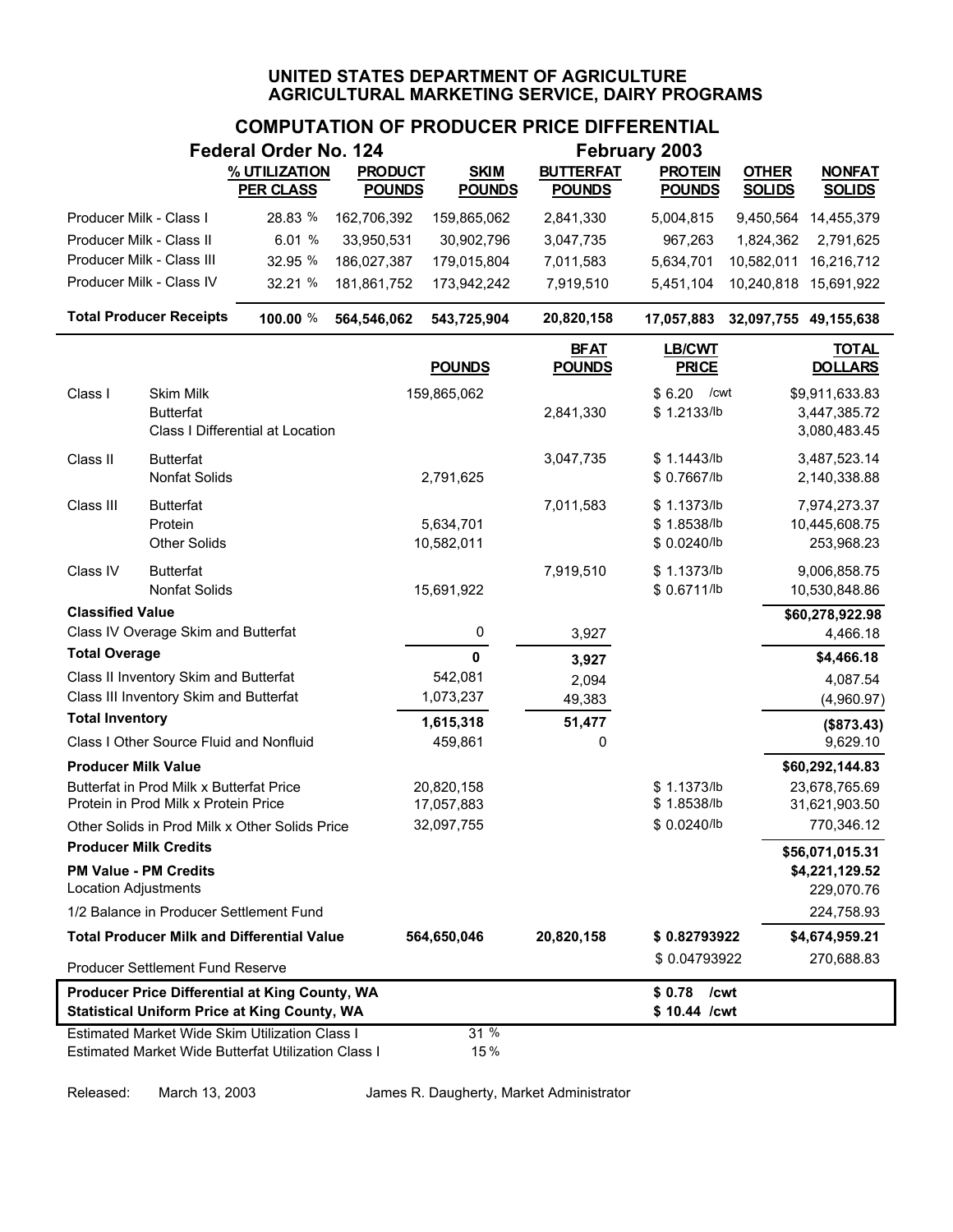# UNITED STATES DEPARTMENT OF AGRICULTURE
# AGRICULTURAL MARKETING SERVICE, DAIRY PROGRAMS

## COMPUTATION OF PRODUCER PRICE DIFFERENTIAL

**Federal Order No. 124** — **February 2003**

| | % UTILIZATION PER CLASS | PRODUCT POUNDS | SKIM POUNDS | BUTTERFAT POUNDS | PROTEIN POUNDS | OTHER SOLIDS | NONFAT SOLIDS |
|---|---|---|---|---|---|---|---|
| Producer Milk - Class I | 28.83 % | 162,706,392 | 159,865,062 | 2,841,330 | 5,004,815 | 9,450,564 | 14,455,379 |
| Producer Milk - Class II | 6.01 % | 33,950,531 | 30,902,796 | 3,047,735 | 967,263 | 1,824,362 | 2,791,625 |
| Producer Milk - Class III | 32.95 % | 186,027,387 | 179,015,804 | 7,011,583 | 5,634,701 | 10,582,011 | 16,216,712 |
| Producer Milk - Class IV | 32.21 % | 181,861,752 | 173,942,242 | 7,919,510 | 5,451,104 | 10,240,818 | 15,691,922 |
| **Total Producer Receipts** | **100.00 %** | **564,546,062** | **543,725,904** | **20,820,158** | **17,057,883** | **32,097,755** | **49,155,638** |

| | | POUNDS | BFAT POUNDS | LB/CWT PRICE | TOTAL DOLLARS |
|---|---|---|---|---|---|
| Class I | Skim Milk | 159,865,062 | | $ 6.20 /cwt | $9,911,633.83 |
| | Butterfat | | 2,841,330 | $ 1.2133/lb | 3,447,385.72 |
| | Class I Differential at Location | | | | 3,080,483.45 |
| Class II | Butterfat | | 3,047,735 | $ 1.1443/lb | 3,487,523.14 |
| | Nonfat Solids | 2,791,625 | | $ 0.7667/lb | 2,140,338.88 |
| Class III | Butterfat | | 7,011,583 | $ 1.1373/lb | 7,974,273.37 |
| | Protein | 5,634,701 | | $ 1.8538/lb | 10,445,608.75 |
| | Other Solids | 10,582,011 | | $ 0.0240/lb | 253,968.23 |
| Class IV | Butterfat | | 7,919,510 | $ 1.1373/lb | 9,006,858.75 |
| | Nonfat Solids | 15,691,922 | | $ 0.6711/lb | 10,530,848.86 |
| **Classified Value** | | | | | **$60,278,922.98** |
| Class IV Overage Skim and Butterfat | | 0 | 3,927 | | 4,466.18 |
| **Total Overage** | | **0** | **3,927** | | **$4,466.18** |
| Class II Inventory Skim and Butterfat | | 542,081 | 2,094 | | 4,087.54 |
| Class III Inventory Skim and Butterfat | | 1,073,237 | 49,383 | | (4,960.97) |
| **Total Inventory** | | **1,615,318** | **51,477** | | **($873.43)** |
| Class I Other Source Fluid and Nonfluid | | 459,861 | 0 | | 9,629.10 |
| **Producer Milk Value** | | | | | **$60,292,144.83** |
| Butterfat in Prod Milk x Butterfat Price | | 20,820,158 | | $ 1.1373/lb | 23,678,765.69 |
| Protein in Prod Milk x Protein Price | | 17,057,883 | | $ 1.8538/lb | 31,621,903.50 |
| Other Solids in Prod Milk x Other Solids Price | | 32,097,755 | | $ 0.0240/lb | 770,346.12 |
| **Producer Milk Credits** | | | | | **$56,071,015.31** |
| **PM Value - PM Credits** | | | | | **$4,221,129.52** |
| Location Adjustments | | | | | 229,070.76 |
| 1/2 Balance in Producer Settlement Fund | | | | | 224,758.93 |
| **Total Producer Milk and Differential Value** | | **564,650,046** | **20,820,158** | **$ 0.82793922** | **$4,674,959.21** |
| Producer Settlement Fund Reserve | | | | $ 0.04793922 | 270,688.83 |
| **Producer Price Differential at King County, WA** | | | | **$ 0.78 /cwt** | |
| **Statistical Uniform Price at King County, WA** | | | | **$ 10.44 /cwt** | |
| Estimated Market Wide Skim Utilization Class I | | 31 % | | | |
| Estimated Market Wide Butterfat Utilization Class I | | 15 % | | | |

Released: March 13, 2003 — James R. Daugherty, Market Administrator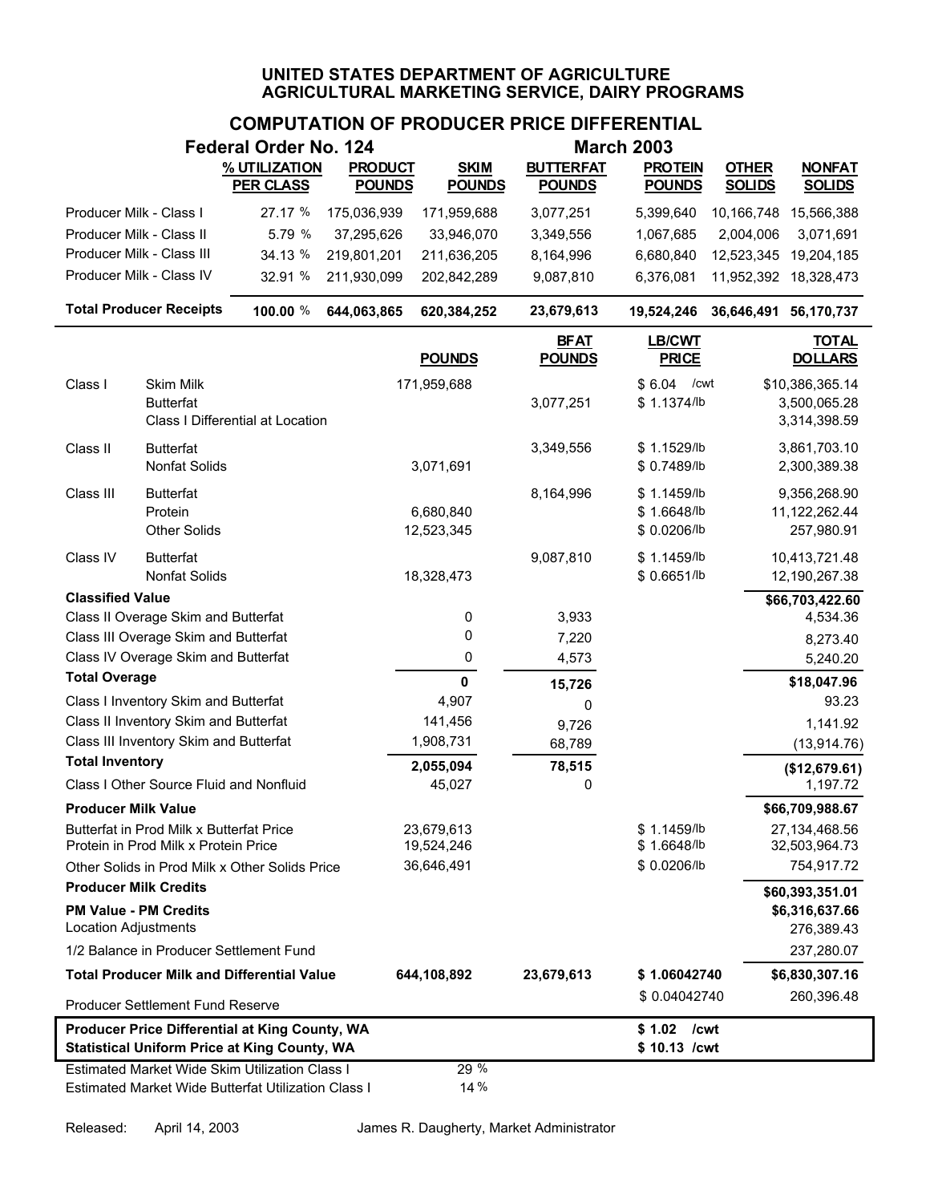# UNITED STATES DEPARTMENT OF AGRICULTURE
# AGRICULTURAL MARKETING SERVICE, DAIRY PROGRAMS

## COMPUTATION OF PRODUCER PRICE DIFFERENTIAL

**Federal Order No. 124** — **March 2003**

| | % UTILIZATION PER CLASS | PRODUCT POUNDS | SKIM POUNDS | BUTTERFAT POUNDS | PROTEIN POUNDS | OTHER SOLIDS | NONFAT SOLIDS |
|---|---|---|---|---|---|---|---|
| Producer Milk - Class I | 27.17 % | 175,036,939 | 171,959,688 | 3,077,251 | 5,399,640 | 10,166,748 | 15,566,388 |
| Producer Milk - Class II | 5.79 % | 37,295,626 | 33,946,070 | 3,349,556 | 1,067,685 | 2,004,006 | 3,071,691 |
| Producer Milk - Class III | 34.13 % | 219,801,201 | 211,636,205 | 8,164,996 | 6,680,840 | 12,523,345 | 19,204,185 |
| Producer Milk - Class IV | 32.91 % | 211,930,099 | 202,842,289 | 9,087,810 | 6,376,081 | 11,952,392 | 18,328,473 |
| **Total Producer Receipts** | **100.00 %** | **644,063,865** | **620,384,252** | **23,679,613** | **19,524,246** | **36,646,491** | **56,170,737** |

| | | POUNDS | BFAT POUNDS | LB/CWT PRICE | TOTAL DOLLARS |
|---|---|---|---|---|---|
| Class I | Skim Milk | 171,959,688 | | $ 6.04 /cwt | $10,386,365.14 |
| | Butterfat | | 3,077,251 | $ 1.1374/lb | 3,500,065.28 |
| | Class I Differential at Location | | | | 3,314,398.59 |
| Class II | Butterfat | | 3,349,556 | $ 1.1529/lb | 3,861,703.10 |
| | Nonfat Solids | 3,071,691 | | $ 0.7489/lb | 2,300,389.38 |
| Class III | Butterfat | | 8,164,996 | $ 1.1459/lb | 9,356,268.90 |
| | Protein | 6,680,840 | | $ 1.6648/lb | 11,122,262.44 |
| | Other Solids | 12,523,345 | | $ 0.0206/lb | 257,980.91 |
| Class IV | Butterfat | | 9,087,810 | $ 1.1459/lb | 10,413,721.48 |
| | Nonfat Solids | 18,328,473 | | $ 0.6651/lb | 12,190,267.38 |
| **Classified Value** | | | | | **$66,703,422.60** |
| Class II Overage Skim and Butterfat | | 0 | 3,933 | | 4,534.36 |
| Class III Overage Skim and Butterfat | | 0 | 7,220 | | 8,273.40 |
| Class IV Overage Skim and Butterfat | | 0 | 4,573 | | 5,240.20 |
| **Total Overage** | | **0** | **15,726** | | **$18,047.96** |
| Class I Inventory Skim and Butterfat | | 4,907 | 0 | | 93.23 |
| Class II Inventory Skim and Butterfat | | 141,456 | 9,726 | | 1,141.92 |
| Class III Inventory Skim and Butterfat | | 1,908,731 | 68,789 | | (13,914.76) |
| **Total Inventory** | | **2,055,094** | **78,515** | | **($12,679.61)** |
| Class I Other Source Fluid and Nonfluid | | 45,027 | 0 | | 1,197.72 |
| **Producer Milk Value** | | | | | **$66,709,988.67** |
| Butterfat in Prod Milk x Butterfat Price | | 23,679,613 | | $ 1.1459/lb | 27,134,468.56 |
| Protein in Prod Milk x Protein Price | | 19,524,246 | | $ 1.6648/lb | 32,503,964.73 |
| Other Solids in Prod Milk x Other Solids Price | | 36,646,491 | | $ 0.0206/lb | 754,917.72 |
| **Producer Milk Credits** | | | | | **$60,393,351.01** |
| **PM Value - PM Credits** | | | | | **$6,316,637.66** |
| Location Adjustments | | | | | 276,389.43 |
| 1/2 Balance in Producer Settlement Fund | | | | | 237,280.07 |
| **Total Producer Milk and Differential Value** | | **644,108,892** | **23,679,613** | **$ 1.06042740** | **$6,830,307.16** |
| Producer Settlement Fund Reserve | | | | $ 0.04042740 | 260,396.48 |
| **Producer Price Differential at King County, WA** | | | | **$ 1.02 /cwt** | |
| **Statistical Uniform Price at King County, WA** | | | | **$ 10.13 /cwt** | |
| Estimated Market Wide Skim Utilization Class I | | 29 % | | | |
| Estimated Market Wide Butterfat Utilization Class I | | 14 % | | | |

Released: April 14, 2003 — James R. Daugherty, Market Administrator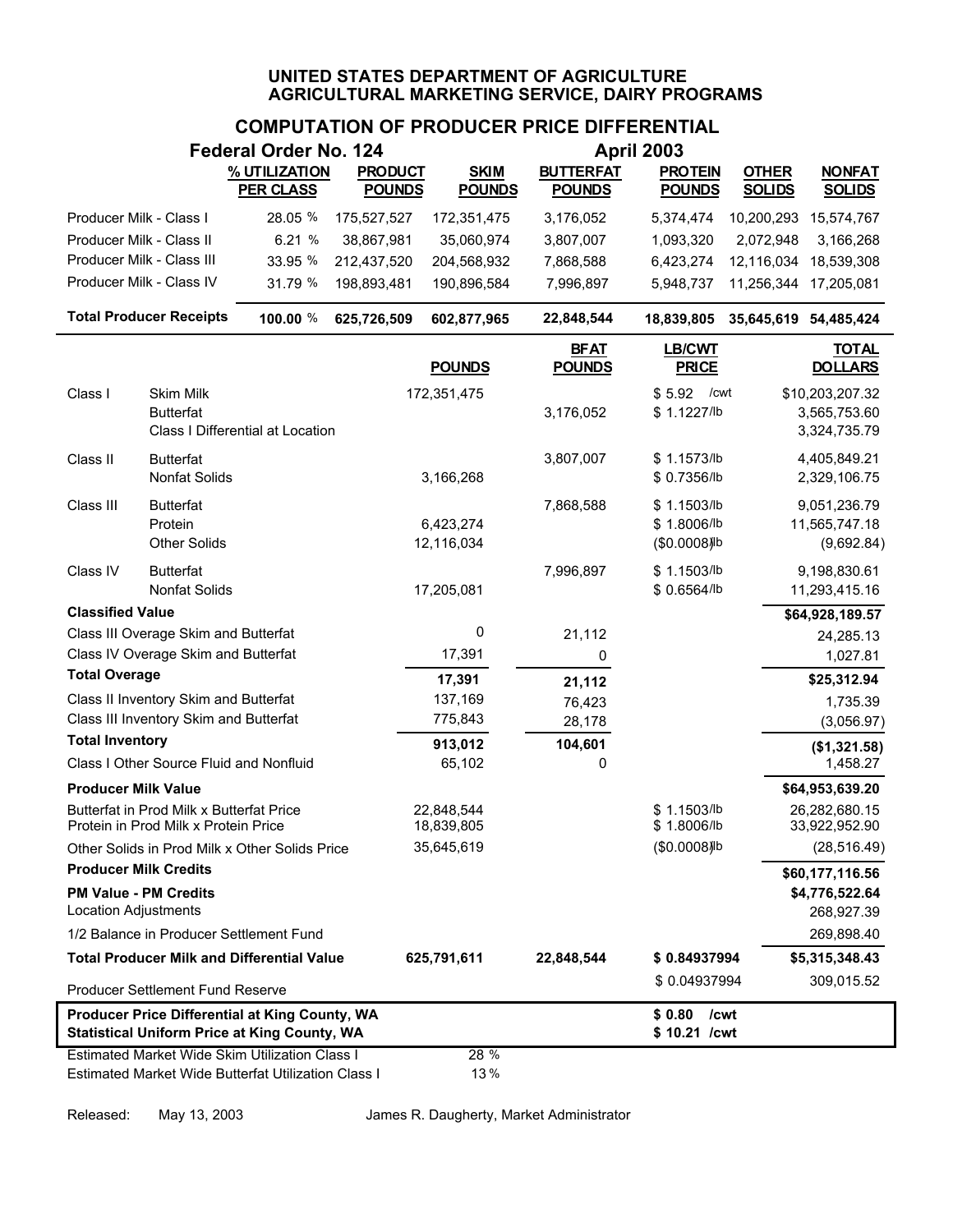# UNITED STATES DEPARTMENT OF AGRICULTURE
## AGRICULTURAL MARKETING SERVICE, DAIRY PROGRAMS

### COMPUTATION OF PRODUCER PRICE DIFFERENTIAL

**Federal Order No. 124** — **April 2003**

| | % UTILIZATION PER CLASS | PRODUCT POUNDS | SKIM POUNDS | BUTTERFAT POUNDS | PROTEIN POUNDS | OTHER SOLIDS | NONFAT SOLIDS |
|---|---|---|---|---|---|---|---|
| Producer Milk - Class I | 28.05 % | 175,527,527 | 172,351,475 | 3,176,052 | 5,374,474 | 10,200,293 | 15,574,767 |
| Producer Milk - Class II | 6.21 % | 38,867,981 | 35,060,974 | 3,807,007 | 1,093,320 | 2,072,948 | 3,166,268 |
| Producer Milk - Class III | 33.95 % | 212,437,520 | 204,568,932 | 7,868,588 | 6,423,274 | 12,116,034 | 18,539,308 |
| Producer Milk - Class IV | 31.79 % | 198,893,481 | 190,896,584 | 7,996,897 | 5,948,737 | 11,256,344 | 17,205,081 |
| **Total Producer Receipts** | **100.00 %** | **625,726,509** | **602,877,965** | **22,848,544** | **18,839,805** | **35,645,619** | **54,485,424** |

| | | POUNDS | BFAT POUNDS | LB/CWT PRICE | TOTAL DOLLARS |
|---|---|---|---|---|---|
| Class I | Skim Milk | 172,351,475 | | $ 5.92 /cwt | $10,203,207.32 |
| | Butterfat | | 3,176,052 | $ 1.1227/lb | 3,565,753.60 |
| | Class I Differential at Location | | | | 3,324,735.79 |
| Class II | Butterfat | | 3,807,007 | $ 1.1573/lb | 4,405,849.21 |
| | Nonfat Solids | 3,166,268 | | $ 0.7356/lb | 2,329,106.75 |
| Class III | Butterfat | | 7,868,588 | $ 1.1503/lb | 9,051,236.79 |
| | Protein | 6,423,274 | | $ 1.8006/lb | 11,565,747.18 |
| | Other Solids | 12,116,034 | | ($0.0008)/lb | (9,692.84) |
| Class IV | Butterfat | | 7,996,897 | $ 1.1503/lb | 9,198,830.61 |
| | Nonfat Solids | 17,205,081 | | $ 0.6564/lb | 11,293,415.16 |
| **Classified Value** | | | | | **$64,928,189.57** |
| Class III Overage Skim and Butterfat | | 0 | 21,112 | | 24,285.13 |
| Class IV Overage Skim and Butterfat | | 17,391 | 0 | | 1,027.81 |
| **Total Overage** | | **17,391** | **21,112** | | **$25,312.94** |
| Class II Inventory Skim and Butterfat | | 137,169 | 76,423 | | 1,735.39 |
| Class III Inventory Skim and Butterfat | | 775,843 | 28,178 | | (3,056.97) |
| **Total Inventory** | | **913,012** | **104,601** | | **($1,321.58)** |
| Class I Other Source Fluid and Nonfluid | | 65,102 | 0 | | 1,458.27 |
| **Producer Milk Value** | | | | | **$64,953,639.20** |
| Butterfat in Prod Milk x Butterfat Price | | 22,848,544 | | $ 1.1503/lb | 26,282,680.15 |
| Protein in Prod Milk x Protein Price | | 18,839,805 | | $ 1.8006/lb | 33,922,952.90 |
| Other Solids in Prod Milk x Other Solids Price | | 35,645,619 | | ($0.0008)/lb | (28,516.49) |
| **Producer Milk Credits** | | | | | **$60,177,116.56** |
| **PM Value - PM Credits** | | | | | **$4,776,522.64** |
| Location Adjustments | | | | | 268,927.39 |
| 1/2 Balance in Producer Settlement Fund | | | | | 269,898.40 |
| **Total Producer Milk and Differential Value** | | **625,791,611** | **22,848,544** | **$ 0.84937994** | **$5,315,348.43** |
| Producer Settlement Fund Reserve | | | | $ 0.04937994 | 309,015.52 |

| | |
|---|---|
| **Producer Price Differential at King County, WA** | **$ 0.80 /cwt** |
| **Statistical Uniform Price at King County, WA** | **$ 10.21 /cwt** |

| | |
|---|---|
| Estimated Market Wide Skim Utilization Class I | 28 % |
| Estimated Market Wide Butterfat Utilization Class I | 13 % |

Released: May 13, 2003 James R. Daugherty, Market Administrator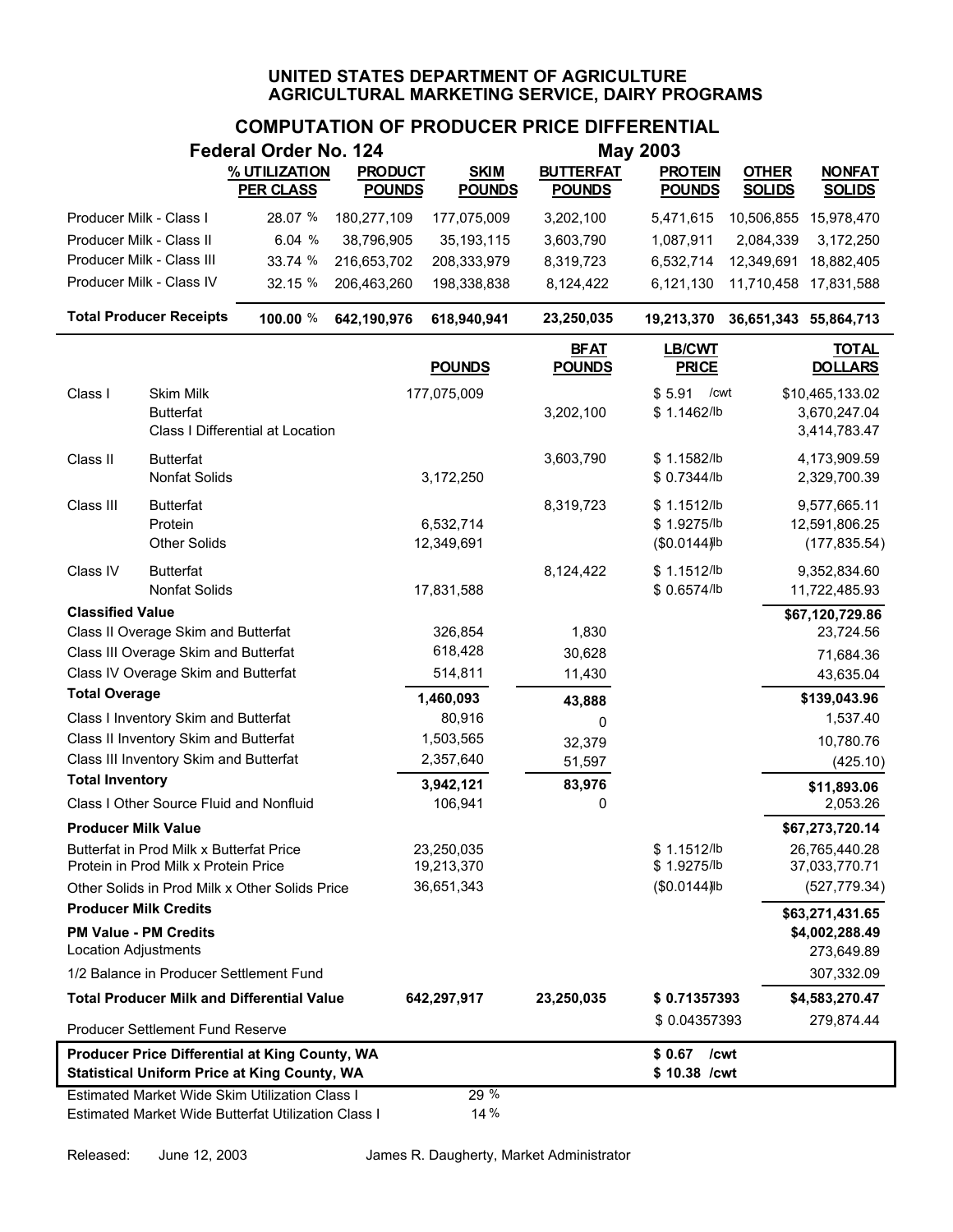# UNITED STATES DEPARTMENT OF AGRICULTURE
## AGRICULTURAL MARKETING SERVICE, DAIRY PROGRAMS

### COMPUTATION OF PRODUCER PRICE DIFFERENTIAL

**Federal Order No. 124** — **May 2003**

| | % UTILIZATION PER CLASS | PRODUCT POUNDS | SKIM POUNDS | BUTTERFAT POUNDS | PROTEIN POUNDS | OTHER SOLIDS | NONFAT SOLIDS |
|---|---|---|---|---|---|---|---|
| Producer Milk - Class I | 28.07 % | 180,277,109 | 177,075,009 | 3,202,100 | 5,471,615 | 10,506,855 | 15,978,470 |
| Producer Milk - Class II | 6.04 % | 38,796,905 | 35,193,115 | 3,603,790 | 1,087,911 | 2,084,339 | 3,172,250 |
| Producer Milk - Class III | 33.74 % | 216,653,702 | 208,333,979 | 8,319,723 | 6,532,714 | 12,349,691 | 18,882,405 |
| Producer Milk - Class IV | 32.15 % | 206,463,260 | 198,338,838 | 8,124,422 | 6,121,130 | 11,710,458 | 17,831,588 |
| **Total Producer Receipts** | **100.00 %** | **642,190,976** | **618,940,941** | **23,250,035** | **19,213,370** | **36,651,343** | **55,864,713** |

| | | POUNDS | BFAT POUNDS | LB/CWT PRICE | TOTAL DOLLARS |
|---|---|---|---|---|---|
| Class I | Skim Milk | 177,075,009 | | \$ 5.91 /cwt | \$10,465,133.02 |
| | Butterfat | | 3,202,100 | \$ 1.1462/lb | 3,670,247.04 |
| | Class I Differential at Location | | | | 3,414,783.47 |
| Class II | Butterfat | | 3,603,790 | \$ 1.1582/lb | 4,173,909.59 |
| | Nonfat Solids | 3,172,250 | | \$ 0.7344/lb | 2,329,700.39 |
| Class III | Butterfat | | 8,319,723 | \$ 1.1512/lb | 9,577,665.11 |
| | Protein | 6,532,714 | | \$ 1.9275/lb | 12,591,806.25 |
| | Other Solids | 12,349,691 | | (\$0.0144)/lb | (177,835.54) |
| Class IV | Butterfat | | 8,124,422 | \$ 1.1512/lb | 9,352,834.60 |
| | Nonfat Solids | 17,831,588 | | \$ 0.6574/lb | 11,722,485.93 |
| **Classified Value** | | | | | **\$67,120,729.86** |
| Class II Overage Skim and Butterfat | | 326,854 | 1,830 | | 23,724.56 |
| Class III Overage Skim and Butterfat | | 618,428 | 30,628 | | 71,684.36 |
| Class IV Overage Skim and Butterfat | | 514,811 | 11,430 | | 43,635.04 |
| **Total Overage** | | **1,460,093** | **43,888** | | **\$139,043.96** |
| Class I Inventory Skim and Butterfat | | 80,916 | 0 | | 1,537.40 |
| Class II Inventory Skim and Butterfat | | 1,503,565 | 32,379 | | 10,780.76 |
| Class III Inventory Skim and Butterfat | | 2,357,640 | 51,597 | | (425.10) |
| **Total Inventory** | | **3,942,121** | **83,976** | | **\$11,893.06** |
| Class I Other Source Fluid and Nonfluid | | 106,941 | 0 | | 2,053.26 |
| **Producer Milk Value** | | | | | **\$67,273,720.14** |
| Butterfat in Prod Milk x Butterfat Price | | 23,250,035 | | \$ 1.1512/lb | 26,765,440.28 |
| Protein in Prod Milk x Protein Price | | 19,213,370 | | \$ 1.9275/lb | 37,033,770.71 |
| Other Solids in Prod Milk x Other Solids Price | | 36,651,343 | | (\$0.0144)/lb | (527,779.34) |
| **Producer Milk Credits** | | | | | **\$63,271,431.65** |
| **PM Value - PM Credits** | | | | | **\$4,002,288.49** |
| Location Adjustments | | | | | 273,649.89 |
| 1/2 Balance in Producer Settlement Fund | | | | | 307,332.09 |
| **Total Producer Milk and Differential Value** | | **642,297,917** | **23,250,035** | **\$ 0.71357393** | **\$4,583,270.47** |
| Producer Settlement Fund Reserve | | | | \$ 0.04357393 | 279,874.44 |
| **Producer Price Differential at King County, WA** | | | | **\$ 0.67 /cwt** | |
| **Statistical Uniform Price at King County, WA** | | | | **\$ 10.38 /cwt** | |
| Estimated Market Wide Skim Utilization Class I | | 29 % | | | |
| Estimated Market Wide Butterfat Utilization Class I | | 14 % | | | |

Released: June 12, 2003 — James R. Daugherty, Market Administrator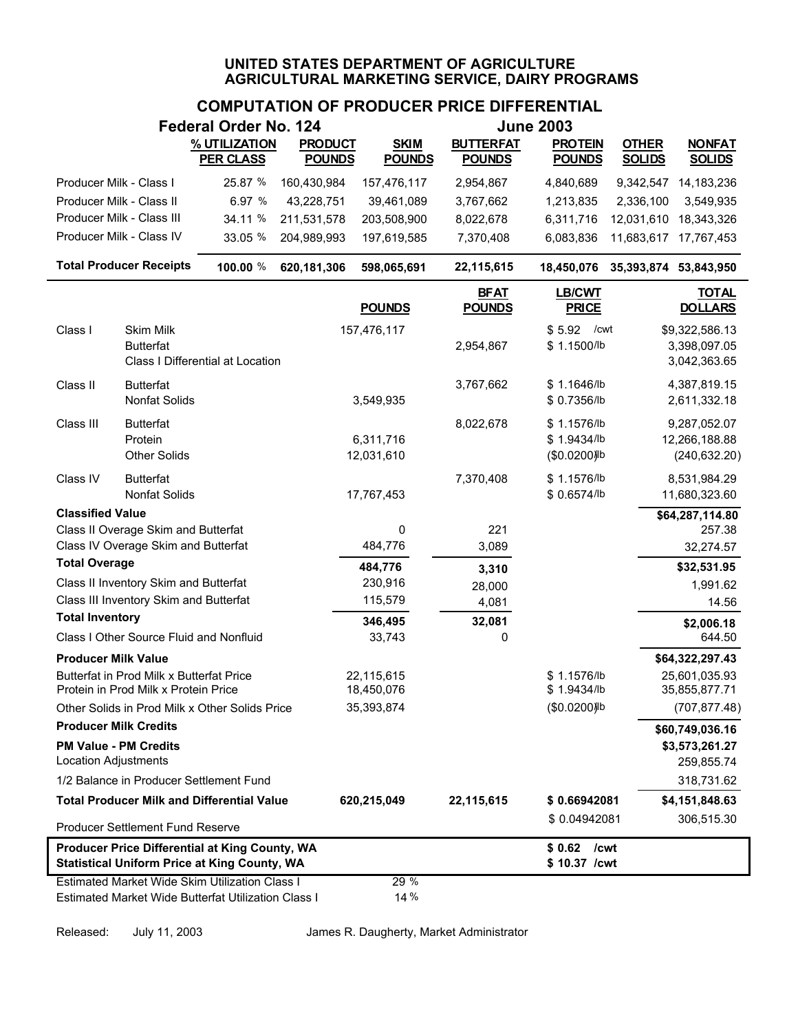# UNITED STATES DEPARTMENT OF AGRICULTURE
## AGRICULTURAL MARKETING SERVICE, DAIRY PROGRAMS

### COMPUTATION OF PRODUCER PRICE DIFFERENTIAL

**Federal Order No. 124** — **June 2003**

| | % UTILIZATION PER CLASS | PRODUCT POUNDS | SKIM POUNDS | BUTTERFAT POUNDS | PROTEIN POUNDS | OTHER SOLIDS | NONFAT SOLIDS |
|---|---|---|---|---|---|---|---|
| Producer Milk - Class I | 25.87 % | 160,430,984 | 157,476,117 | 2,954,867 | 4,840,689 | 9,342,547 | 14,183,236 |
| Producer Milk - Class II | 6.97 % | 43,228,751 | 39,461,089 | 3,767,662 | 1,213,835 | 2,336,100 | 3,549,935 |
| Producer Milk - Class III | 34.11 % | 211,531,578 | 203,508,900 | 8,022,678 | 6,311,716 | 12,031,610 | 18,343,326 |
| Producer Milk - Class IV | 33.05 % | 204,989,993 | 197,619,585 | 7,370,408 | 6,083,836 | 11,683,617 | 17,767,453 |
| **Total Producer Receipts** | **100.00 %** | **620,181,306** | **598,065,691** | **22,115,615** | **18,450,076** | **35,393,874** | **53,843,950** |

| | | POUNDS | BFAT POUNDS | LB/CWT PRICE | TOTAL DOLLARS |
|---|---|---|---|---|---|
| Class I | Skim Milk | 157,476,117 | | $ 5.92 /cwt | $9,322,586.13 |
| | Butterfat | | 2,954,867 | $ 1.1500/lb | 3,398,097.05 |
| | Class I Differential at Location | | | | 3,042,363.65 |
| Class II | Butterfat | | 3,767,662 | $ 1.1646/lb | 4,387,819.15 |
| | Nonfat Solids | 3,549,935 | | $ 0.7356/lb | 2,611,332.18 |
| Class III | Butterfat | | 8,022,678 | $ 1.1576/lb | 9,287,052.07 |
| | Protein | 6,311,716 | | $ 1.9434/lb | 12,266,188.88 |
| | Other Solids | 12,031,610 | | ($0.0200)/lb | (240,632.20) |
| Class IV | Butterfat | | 7,370,408 | $ 1.1576/lb | 8,531,984.29 |
| | Nonfat Solids | 17,767,453 | | $ 0.6574/lb | 11,680,323.60 |
| **Classified Value** | | | | | **$64,287,114.80** |
| Class II Overage Skim and Butterfat | | 0 | 221 | | 257.38 |
| Class IV Overage Skim and Butterfat | | 484,776 | 3,089 | | 32,274.57 |
| **Total Overage** | | **484,776** | **3,310** | | **$32,531.95** |
| Class II Inventory Skim and Butterfat | | 230,916 | 28,000 | | 1,991.62 |
| Class III Inventory Skim and Butterfat | | 115,579 | 4,081 | | 14.56 |
| **Total Inventory** | | **346,495** | **32,081** | | **$2,006.18** |
| Class I Other Source Fluid and Nonfluid | | 33,743 | 0 | | 644.50 |
| **Producer Milk Value** | | | | | **$64,322,297.43** |
| Butterfat in Prod Milk x Butterfat Price | | 22,115,615 | | $ 1.1576/lb | 25,601,035.93 |
| Protein in Prod Milk x Protein Price | | 18,450,076 | | $ 1.9434/lb | 35,855,877.71 |
| Other Solids in Prod Milk x Other Solids Price | | 35,393,874 | | ($0.0200)/lb | (707,877.48) |
| **Producer Milk Credits** | | | | | **$60,749,036.16** |
| **PM Value - PM Credits** | | | | | **$3,573,261.27** |
| Location Adjustments | | | | | 259,855.74 |
| 1/2 Balance in Producer Settlement Fund | | | | | 318,731.62 |
| **Total Producer Milk and Differential Value** | | **620,215,049** | **22,115,615** | **$ 0.66942081** | **$4,151,848.63** |
| Producer Settlement Fund Reserve | | | | $ 0.04942081 | 306,515.30 |
| **Producer Price Differential at King County, WA** | | | | **$ 0.62 /cwt** | |
| **Statistical Uniform Price at King County, WA** | | | | **$ 10.37 /cwt** | |
| Estimated Market Wide Skim Utilization Class I | | 29 % | | | |
| Estimated Market Wide Butterfat Utilization Class I | | 14 % | | | |

Released: July 11, 2003 — James R. Daugherty, Market Administrator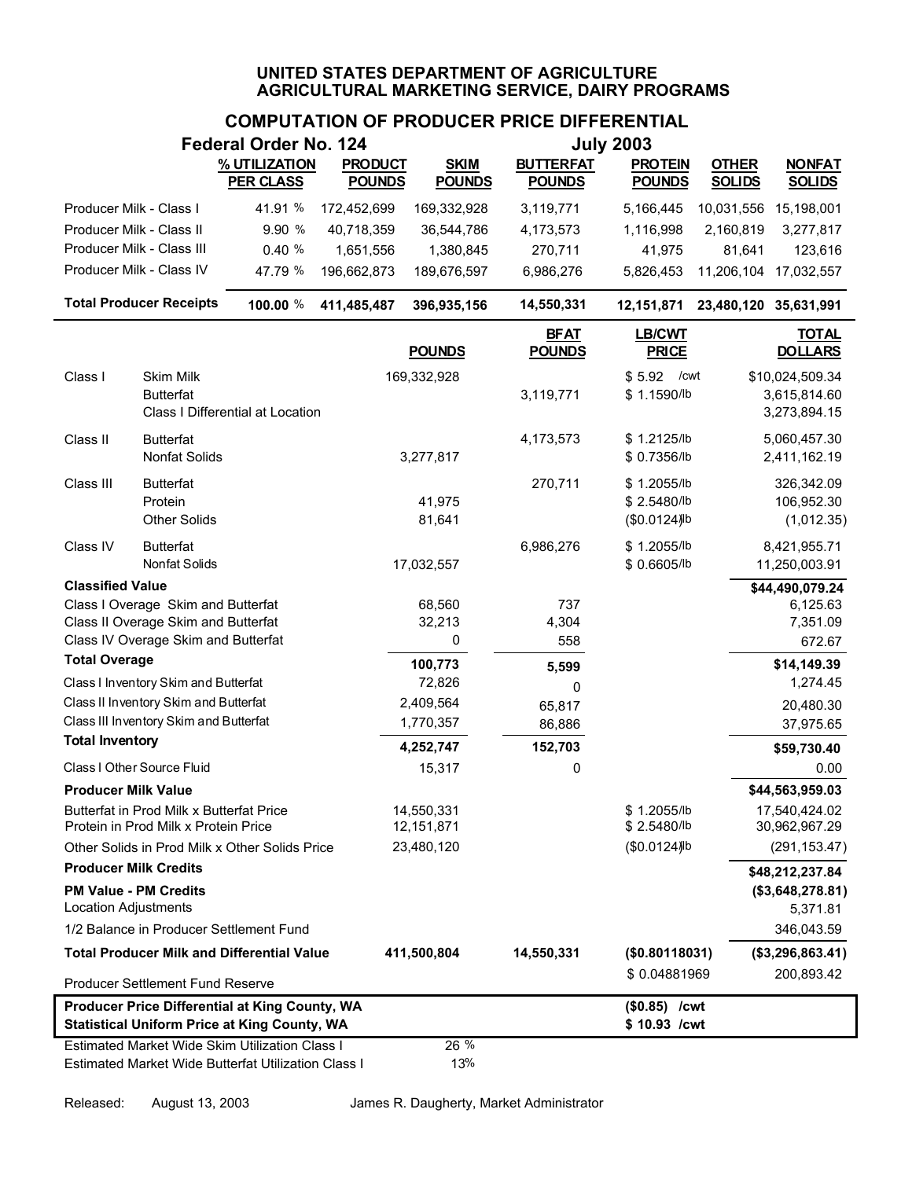# UNITED STATES DEPARTMENT OF AGRICULTURE
# AGRICULTURAL MARKETING SERVICE, DAIRY PROGRAMS

## COMPUTATION OF PRODUCER PRICE DIFFERENTIAL

**Federal Order No. 124** **July 2003**

| | % UTILIZATION PER CLASS | PRODUCT POUNDS | SKIM POUNDS | BUTTERFAT POUNDS | PROTEIN POUNDS | OTHER SOLIDS | NONFAT SOLIDS |
|---|---|---|---|---|---|---|---|
| Producer Milk - Class I | 41.91 % | 172,452,699 | 169,332,928 | 3,119,771 | 5,166,445 | 10,031,556 | 15,198,001 |
| Producer Milk - Class II | 9.90 % | 40,718,359 | 36,544,786 | 4,173,573 | 1,116,998 | 2,160,819 | 3,277,817 |
| Producer Milk - Class III | 0.40 % | 1,651,556 | 1,380,845 | 270,711 | 41,975 | 81,641 | 123,616 |
| Producer Milk - Class IV | 47.79 % | 196,662,873 | 189,676,597 | 6,986,276 | 5,826,453 | 11,206,104 | 17,032,557 |
| **Total Producer Receipts** | **100.00 %** | **411,485,487** | **396,935,156** | **14,550,331** | **12,151,871** | **23,480,120** | **35,631,991** |

| | | POUNDS | BFAT POUNDS | LB/CWT PRICE | TOTAL DOLLARS |
|---|---|---|---|---|---|
| Class I | Skim Milk | 169,332,928 | | $ 5.92 /cwt | $10,024,509.34 |
| | Butterfat | | 3,119,771 | $ 1.1590/lb | 3,615,814.60 |
| | Class I Differential at Location | | | | 3,273,894.15 |
| Class II | Butterfat | | 4,173,573 | $ 1.2125/lb | 5,060,457.30 |
| | Nonfat Solids | 3,277,817 | | $ 0.7356/lb | 2,411,162.19 |
| Class III | Butterfat | | 270,711 | $ 1.2055/lb | 326,342.09 |
| | Protein | 41,975 | | $ 2.5480/lb | 106,952.30 |
| | Other Solids | 81,641 | | ($0.0124)/lb | (1,012.35) |
| Class IV | Butterfat | | 6,986,276 | $ 1.2055/lb | 8,421,955.71 |
| | Nonfat Solids | 17,032,557 | | $ 0.6605/lb | 11,250,003.91 |
| **Classified Value** | | | | | **$44,490,079.24** |
| Class I Overage Skim and Butterfat | | 68,560 | 737 | | 6,125.63 |
| Class II Overage Skim and Butterfat | | 32,213 | 4,304 | | 7,351.09 |
| Class IV Overage Skim and Butterfat | | 0 | 558 | | 672.67 |
| **Total Overage** | | **100,773** | **5,599** | | **$14,149.39** |
| Class I Inventory Skim and Butterfat | | 72,826 | 0 | | 1,274.45 |
| Class II Inventory Skim and Butterfat | | 2,409,564 | 65,817 | | 20,480.30 |
| Class III Inventory Skim and Butterfat | | 1,770,357 | 86,886 | | 37,975.65 |
| **Total Inventory** | | **4,252,747** | **152,703** | | **$59,730.40** |
| Class I Other Source Fluid | | 15,317 | 0 | | 0.00 |
| **Producer Milk Value** | | | | | **$44,563,959.03** |
| Butterfat in Prod Milk x Butterfat Price | | 14,550,331 | | $ 1.2055/lb | 17,540,424.02 |
| Protein in Prod Milk x Protein Price | | 12,151,871 | | $ 2.5480/lb | 30,962,967.29 |
| Other Solids in Prod Milk x Other Solids Price | | 23,480,120 | | ($0.0124)/lb | (291,153.47) |
| **Producer Milk Credits** | | | | | **$48,212,237.84** |
| **PM Value - PM Credits** | | | | | **($3,648,278.81)** |
| Location Adjustments | | | | | 5,371.81 |
| 1/2 Balance in Producer Settlement Fund | | | | | 346,043.59 |
| **Total Producer Milk and Differential Value** | | **411,500,804** | **14,550,331** | **($0.80118031)** | **($3,296,863.41)** |
| Producer Settlement Fund Reserve | | | | $ 0.04881969 | 200,893.42 |
| **Producer Price Differential at King County, WA** | | | | **($0.85) /cwt** | |
| **Statistical Uniform Price at King County, WA** | | | | **$ 10.93 /cwt** | |
| Estimated Market Wide Skim Utilization Class I | | 26 % | | | |
| Estimated Market Wide Butterfat Utilization Class I | | 13% | | | |

Released: August 13, 2003 James R. Daugherty, Market Administrator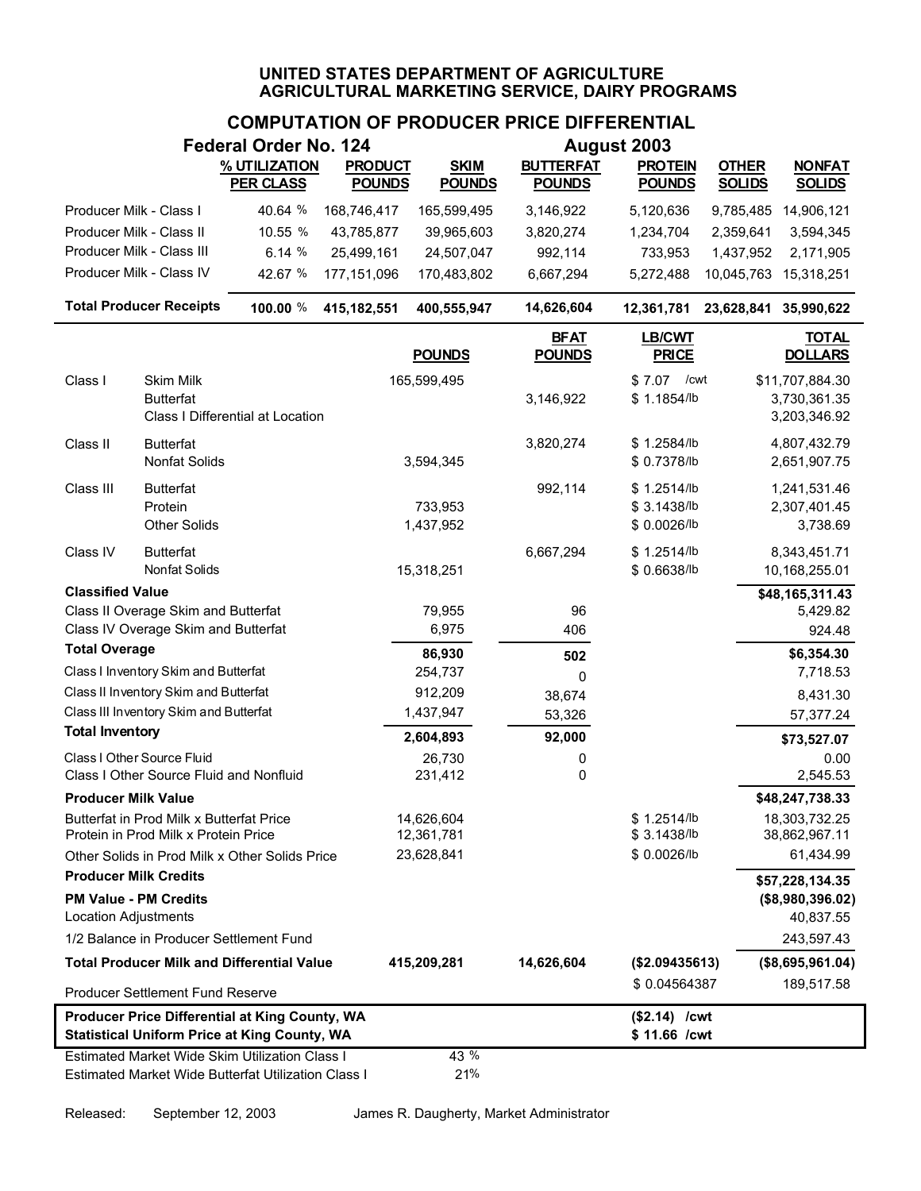# UNITED STATES DEPARTMENT OF AGRICULTURE
# AGRICULTURAL MARKETING SERVICE, DAIRY PROGRAMS

## COMPUTATION OF PRODUCER PRICE DIFFERENTIAL

**Federal Order No. 124** — **August 2003**

| | % UTILIZATION PER CLASS | PRODUCT POUNDS | SKIM POUNDS | BUTTERFAT POUNDS | PROTEIN POUNDS | OTHER SOLIDS | NONFAT SOLIDS |
|---|---|---|---|---|---|---|---|
| Producer Milk - Class I | 40.64 % | 168,746,417 | 165,599,495 | 3,146,922 | 5,120,636 | 9,785,485 | 14,906,121 |
| Producer Milk - Class II | 10.55 % | 43,785,877 | 39,965,603 | 3,820,274 | 1,234,704 | 2,359,641 | 3,594,345 |
| Producer Milk - Class III | 6.14 % | 25,499,161 | 24,507,047 | 992,114 | 733,953 | 1,437,952 | 2,171,905 |
| Producer Milk - Class IV | 42.67 % | 177,151,096 | 170,483,802 | 6,667,294 | 5,272,488 | 10,045,763 | 15,318,251 |
| **Total Producer Receipts** | **100.00 %** | **415,182,551** | **400,555,947** | **14,626,604** | **12,361,781** | **23,628,841** | **35,990,622** |

| | | POUNDS | BFAT POUNDS | LB/CWT PRICE | TOTAL DOLLARS |
|---|---|---|---|---|---|
| Class I | Skim Milk | 165,599,495 | | $ 7.07 /cwt | $11,707,884.30 |
| | Butterfat | | 3,146,922 | $ 1.1854/lb | 3,730,361.35 |
| | Class I Differential at Location | | | | 3,203,346.92 |
| Class II | Butterfat | | 3,820,274 | $ 1.2584/lb | 4,807,432.79 |
| | Nonfat Solids | 3,594,345 | | $ 0.7378/lb | 2,651,907.75 |
| Class III | Butterfat | | 992,114 | $ 1.2514/lb | 1,241,531.46 |
| | Protein | 733,953 | | $ 3.1438/lb | 2,307,401.45 |
| | Other Solids | 1,437,952 | | $ 0.0026/lb | 3,738.69 |
| Class IV | Butterfat | | 6,667,294 | $ 1.2514/lb | 8,343,451.71 |
| | Nonfat Solids | 15,318,251 | | $ 0.6638/lb | 10,168,255.01 |
| **Classified Value** | | | | | **$48,165,311.43** |
| Class II Overage Skim and Butterfat | | 79,955 | 96 | | 5,429.82 |
| Class IV Overage Skim and Butterfat | | 6,975 | 406 | | 924.48 |
| **Total Overage** | | **86,930** | **502** | | **$6,354.30** |
| Class I Inventory Skim and Butterfat | | 254,737 | 0 | | 7,718.53 |
| Class II Inventory Skim and Butterfat | | 912,209 | 38,674 | | 8,431.30 |
| Class III Inventory Skim and Butterfat | | 1,437,947 | 53,326 | | 57,377.24 |
| **Total Inventory** | | **2,604,893** | **92,000** | | **$73,527.07** |
| Class I Other Source Fluid | | 26,730 | 0 | | 0.00 |
| Class I Other Source Fluid and Nonfluid | | 231,412 | 0 | | 2,545.53 |
| **Producer Milk Value** | | | | | **$48,247,738.33** |
| Butterfat in Prod Milk x Butterfat Price | | 14,626,604 | | $ 1.2514/lb | 18,303,732.25 |
| Protein in Prod Milk x Protein Price | | 12,361,781 | | $ 3.1438/lb | 38,862,967.11 |
| Other Solids in Prod Milk x Other Solids Price | | 23,628,841 | | $ 0.0026/lb | 61,434.99 |
| **Producer Milk Credits** | | | | | **$57,228,134.35** |
| **PM Value - PM Credits** | | | | | **($8,980,396.02)** |
| Location Adjustments | | | | | 40,837.55 |
| 1/2 Balance in Producer Settlement Fund | | | | | 243,597.43 |
| **Total Producer Milk and Differential Value** | | **415,209,281** | **14,626,604** | **($2.09435613)** | **($8,695,961.04)** |
| Producer Settlement Fund Reserve | | | | $ 0.04564387 | 189,517.58 |
| **Producer Price Differential at King County, WA** | | | | **($2.14) /cwt** | |
| **Statistical Uniform Price at King County, WA** | | | | **$ 11.66 /cwt** | |
| Estimated Market Wide Skim Utilization Class I | | 43 % | | | |
| Estimated Market Wide Butterfat Utilization Class I | | 21% | | | |

Released: September 12, 2003 — James R. Daugherty, Market Administrator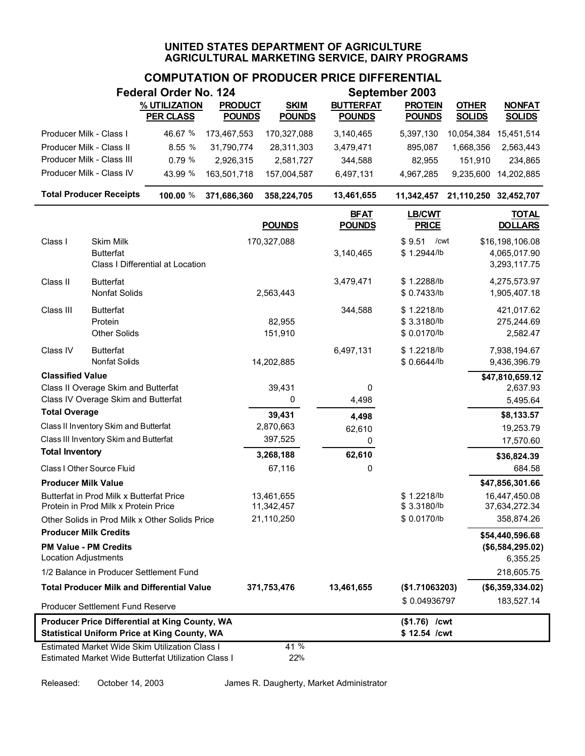# UNITED STATES DEPARTMENT OF AGRICULTURE
## AGRICULTURAL MARKETING SERVICE, DAIRY PROGRAMS

### COMPUTATION OF PRODUCER PRICE DIFFERENTIAL

**Federal Order No. 124** — **September 2003**

| | % UTILIZATION PER CLASS | PRODUCT POUNDS | SKIM POUNDS | BUTTERFAT POUNDS | PROTEIN POUNDS | OTHER SOLIDS | NONFAT SOLIDS |
|---|---|---|---|---|---|---|---|
| Producer Milk - Class I | 46.67 % | 173,467,553 | 170,327,088 | 3,140,465 | 5,397,130 | 10,054,384 | 15,451,514 |
| Producer Milk - Class II | 8.55 % | 31,790,774 | 28,311,303 | 3,479,471 | 895,087 | 1,668,356 | 2,563,443 |
| Producer Milk - Class III | 0.79 % | 2,926,315 | 2,581,727 | 344,588 | 82,955 | 151,910 | 234,865 |
| Producer Milk - Class IV | 43.99 % | 163,501,718 | 157,004,587 | 6,497,131 | 4,967,285 | 9,235,600 | 14,202,885 |
| **Total Producer Receipts** | **100.00 %** | **371,686,360** | **358,224,705** | **13,461,655** | **11,342,457** | **21,110,250** | **32,452,707** |

| | | POUNDS | BFAT POUNDS | LB/CWT PRICE | TOTAL DOLLARS |
|---|---|---|---|---|---|
| Class I | Skim Milk | 170,327,088 | | $ 9.51 /cwt | $16,198,106.08 |
| | Butterfat | | 3,140,465 | $ 1.2944/lb | 4,065,017.90 |
| | Class I Differential at Location | | | | 3,293,117.75 |
| Class II | Butterfat | | 3,479,471 | $ 1.2288/lb | 4,275,573.97 |
| | Nonfat Solids | 2,563,443 | | $ 0.7433/lb | 1,905,407.18 |
| Class III | Butterfat | | 344,588 | $ 1.2218/lb | 421,017.62 |
| | Protein | 82,955 | | $ 3.3180/lb | 275,244.69 |
| | Other Solids | 151,910 | | $ 0.0170/lb | 2,582.47 |
| Class IV | Butterfat | | 6,497,131 | $ 1.2218/lb | 7,938,194.67 |
| | Nonfat Solids | 14,202,885 | | $ 0.6644/lb | 9,436,396.79 |
| **Classified Value** | | | | | **$47,810,659.12** |
| Class II Overage Skim and Butterfat | | 39,431 | 0 | | 2,637.93 |
| Class IV Overage Skim and Butterfat | | 0 | 4,498 | | 5,495.64 |
| **Total Overage** | | **39,431** | **4,498** | | **$8,133.57** |
| Class II Inventory Skim and Butterfat | | 2,870,663 | 62,610 | | 19,253.79 |
| Class III Inventory Skim and Butterfat | | 397,525 | 0 | | 17,570.60 |
| **Total Inventory** | | **3,268,188** | **62,610** | | **$36,824.39** |
| Class I Other Source Fluid | | 67,116 | 0 | | 684.58 |
| **Producer Milk Value** | | | | | **$47,856,301.66** |
| Butterfat in Prod Milk x Butterfat Price | | 13,461,655 | | $ 1.2218/lb | 16,447,450.08 |
| Protein in Prod Milk x Protein Price | | 11,342,457 | | $ 3.3180/lb | 37,634,272.34 |
| Other Solids in Prod Milk x Other Solids Price | | 21,110,250 | | $ 0.0170/lb | 358,874.26 |
| **Producer Milk Credits** | | | | | **$54,440,596.68** |
| **PM Value - PM Credits** | | | | | **($6,584,295.02)** |
| Location Adjustments | | | | | 6,355.25 |
| 1/2 Balance in Producer Settlement Fund | | | | | 218,605.75 |
| **Total Producer Milk and Differential Value** | | **371,753,476** | **13,461,655** | **($1.71063203)** | **($6,359,334.02)** |
| Producer Settlement Fund Reserve | | | | $ 0.04936797 | 183,527.14 |
| **Producer Price Differential at King County, WA** | | | | **($1.76) /cwt** | |
| **Statistical Uniform Price at King County, WA** | | | | **$ 12.54 /cwt** | |
| Estimated Market Wide Skim Utilization Class I | | 41 % | | | |
| Estimated Market Wide Butterfat Utilization Class I | | 22% | | | |

Released: October 14, 2003 — James R. Daugherty, Market Administrator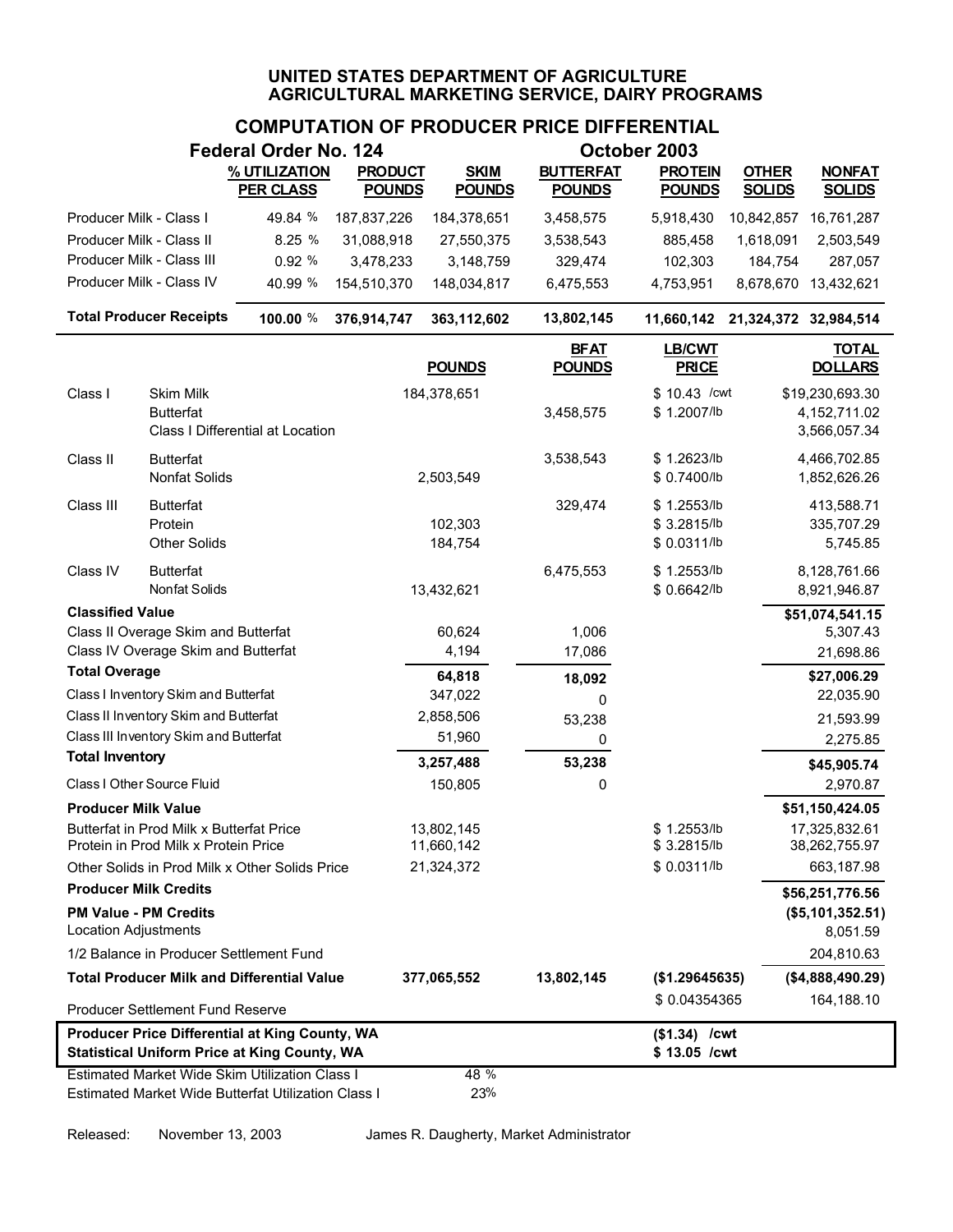# UNITED STATES DEPARTMENT OF AGRICULTURE
# AGRICULTURAL MARKETING SERVICE, DAIRY PROGRAMS

## COMPUTATION OF PRODUCER PRICE DIFFERENTIAL

**Federal Order No. 124** **October 2003**

| | % UTILIZATION PER CLASS | PRODUCT POUNDS | SKIM POUNDS | BUTTERFAT POUNDS | PROTEIN POUNDS | OTHER SOLIDS | NONFAT SOLIDS |
|---|---|---|---|---|---|---|---|
| Producer Milk - Class I | 49.84 % | 187,837,226 | 184,378,651 | 3,458,575 | 5,918,430 | 10,842,857 | 16,761,287 |
| Producer Milk - Class II | 8.25 % | 31,088,918 | 27,550,375 | 3,538,543 | 885,458 | 1,618,091 | 2,503,549 |
| Producer Milk - Class III | 0.92 % | 3,478,233 | 3,148,759 | 329,474 | 102,303 | 184,754 | 287,057 |
| Producer Milk - Class IV | 40.99 % | 154,510,370 | 148,034,817 | 6,475,553 | 4,753,951 | 8,678,670 | 13,432,621 |
| **Total Producer Receipts** | **100.00 %** | **376,914,747** | **363,112,602** | **13,802,145** | **11,660,142** | **21,324,372** | **32,984,514** |

| | | POUNDS | BFAT POUNDS | LB/CWT PRICE | TOTAL DOLLARS |
|---|---|---|---|---|---|
| Class I | Skim Milk | 184,378,651 | | $ 10.43 /cwt | $19,230,693.30 |
| | Butterfat | | 3,458,575 | $ 1.2007/lb | 4,152,711.02 |
| | Class I Differential at Location | | | | 3,566,057.34 |
| Class II | Butterfat | | 3,538,543 | $ 1.2623/lb | 4,466,702.85 |
| | Nonfat Solids | 2,503,549 | | $ 0.7400/lb | 1,852,626.26 |
| Class III | Butterfat | | 329,474 | $ 1.2553/lb | 413,588.71 |
| | Protein | 102,303 | | $ 3.2815/lb | 335,707.29 |
| | Other Solids | 184,754 | | $ 0.0311/lb | 5,745.85 |
| Class IV | Butterfat | | 6,475,553 | $ 1.2553/lb | 8,128,761.66 |
| | Nonfat Solids | 13,432,621 | | $ 0.6642/lb | 8,921,946.87 |
| **Classified Value** | | | | | **$51,074,541.15** |
| Class II Overage Skim and Butterfat | | 60,624 | 1,006 | | 5,307.43 |
| Class IV Overage Skim and Butterfat | | 4,194 | 17,086 | | 21,698.86 |
| **Total Overage** | | **64,818** | **18,092** | | **$27,006.29** |
| Class I Inventory Skim and Butterfat | | 347,022 | 0 | | 22,035.90 |
| Class II Inventory Skim and Butterfat | | 2,858,506 | 53,238 | | 21,593.99 |
| Class III Inventory Skim and Butterfat | | 51,960 | 0 | | 2,275.85 |
| **Total Inventory** | | **3,257,488** | **53,238** | | **$45,905.74** |
| Class I Other Source Fluid | | 150,805 | 0 | | 2,970.87 |
| **Producer Milk Value** | | | | | **$51,150,424.05** |
| Butterfat in Prod Milk x Butterfat Price | | 13,802,145 | | $ 1.2553/lb | 17,325,832.61 |
| Protein in Prod Milk x Protein Price | | 11,660,142 | | $ 3.2815/lb | 38,262,755.97 |
| Other Solids in Prod Milk x Other Solids Price | | 21,324,372 | | $ 0.0311/lb | 663,187.98 |
| **Producer Milk Credits** | | | | | **$56,251,776.56** |
| **PM Value - PM Credits** | | | | | **($5,101,352.51)** |
| Location Adjustments | | | | | 8,051.59 |
| 1/2 Balance in Producer Settlement Fund | | | | | 204,810.63 |
| **Total Producer Milk and Differential Value** | | **377,065,552** | **13,802,145** | **($1.29645635)** | **($4,888,490.29)** |
| Producer Settlement Fund Reserve | | | | $ 0.04354365 | 164,188.10 |
| **Producer Price Differential at King County, WA** | | | | **($1.34) /cwt** | |
| **Statistical Uniform Price at King County, WA** | | | | **$ 13.05 /cwt** | |
| Estimated Market Wide Skim Utilization Class I | | 48 % | | | |
| Estimated Market Wide Butterfat Utilization Class I | | 23% | | | |

Released: November 13, 2003 James R. Daugherty, Market Administrator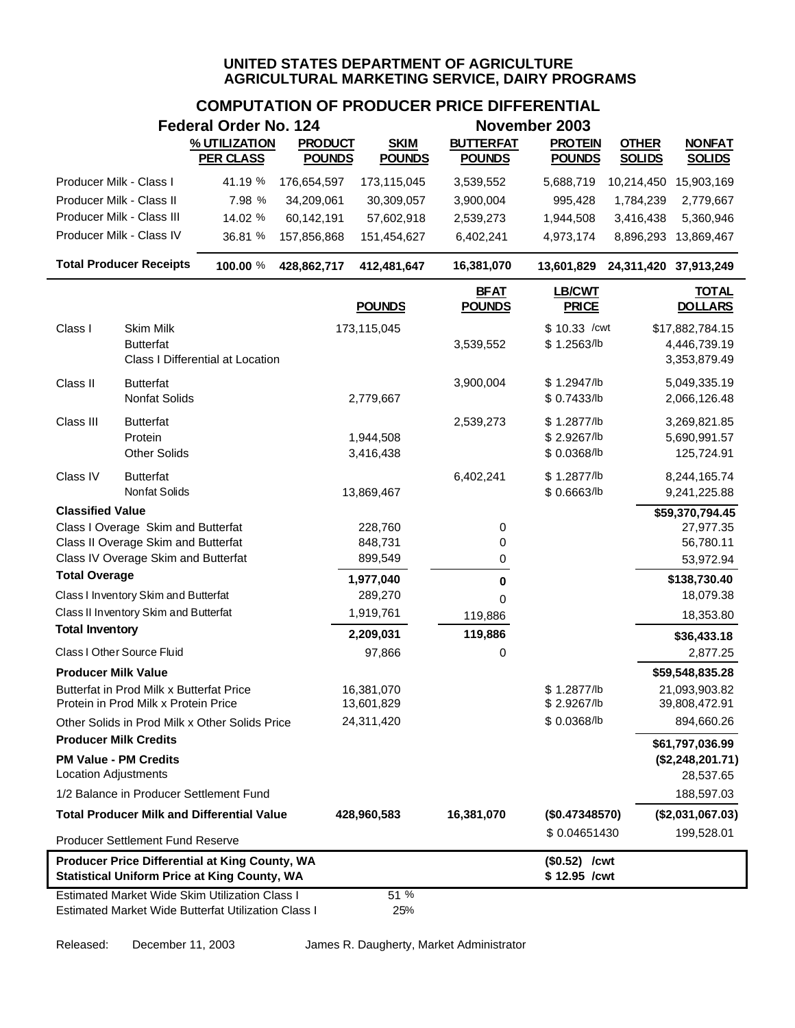# UNITED STATES DEPARTMENT OF AGRICULTURE
## AGRICULTURAL MARKETING SERVICE, DAIRY PROGRAMS

### COMPUTATION OF PRODUCER PRICE DIFFERENTIAL

**Federal Order No. 124** — **November 2003**

| | % UTILIZATION PER CLASS | PRODUCT POUNDS | SKIM POUNDS | BUTTERFAT POUNDS | PROTEIN POUNDS | OTHER SOLIDS | NONFAT SOLIDS |
|---|---|---|---|---|---|---|---|
| Producer Milk - Class I | 41.19 % | 176,654,597 | 173,115,045 | 3,539,552 | 5,688,719 | 10,214,450 | 15,903,169 |
| Producer Milk - Class II | 7.98 % | 34,209,061 | 30,309,057 | 3,900,004 | 995,428 | 1,784,239 | 2,779,667 |
| Producer Milk - Class III | 14.02 % | 60,142,191 | 57,602,918 | 2,539,273 | 1,944,508 | 3,416,438 | 5,360,946 |
| Producer Milk - Class IV | 36.81 % | 157,856,868 | 151,454,627 | 6,402,241 | 4,973,174 | 8,896,293 | 13,869,467 |
| **Total Producer Receipts** | **100.00 %** | **428,862,717** | **412,481,647** | **16,381,070** | **13,601,829** | **24,311,420** | **37,913,249** |

| | | POUNDS | BFAT POUNDS | LB/CWT PRICE | TOTAL DOLLARS |
|---|---|---|---|---|---|
| Class I | Skim Milk | 173,115,045 | | $ 10.33 /cwt | $17,882,784.15 |
| | Butterfat | | 3,539,552 | $ 1.2563/lb | 4,446,739.19 |
| | Class I Differential at Location | | | | 3,353,879.49 |
| Class II | Butterfat | | 3,900,004 | $ 1.2947/lb | 5,049,335.19 |
| | Nonfat Solids | 2,779,667 | | $ 0.7433/lb | 2,066,126.48 |
| Class III | Butterfat | | 2,539,273 | $ 1.2877/lb | 3,269,821.85 |
| | Protein | 1,944,508 | | $ 2.9267/lb | 5,690,991.57 |
| | Other Solids | 3,416,438 | | $ 0.0368/lb | 125,724.91 |
| Class IV | Butterfat | | 6,402,241 | $ 1.2877/lb | 8,244,165.74 |
| | Nonfat Solids | 13,869,467 | | $ 0.6663/lb | 9,241,225.88 |
| **Classified Value** | | | | | **$59,370,794.45** |
| Class I Overage Skim and Butterfat | | 228,760 | 0 | | 27,977.35 |
| Class II Overage Skim and Butterfat | | 848,731 | 0 | | 56,780.11 |
| Class IV Overage Skim and Butterfat | | 899,549 | 0 | | 53,972.94 |
| **Total Overage** | | **1,977,040** | **0** | | **$138,730.40** |
| Class I Inventory Skim and Butterfat | | 289,270 | 0 | | 18,079.38 |
| Class II Inventory Skim and Butterfat | | 1,919,761 | 119,886 | | 18,353.80 |
| **Total Inventory** | | **2,209,031** | **119,886** | | **$36,433.18** |
| Class I Other Source Fluid | | 97,866 | 0 | | 2,877.25 |
| **Producer Milk Value** | | | | | **$59,548,835.28** |
| Butterfat in Prod Milk x Butterfat Price | | 16,381,070 | | $ 1.2877/lb | 21,093,903.82 |
| Protein in Prod Milk x Protein Price | | 13,601,829 | | $ 2.9267/lb | 39,808,472.91 |
| Other Solids in Prod Milk x Other Solids Price | | 24,311,420 | | $ 0.0368/lb | 894,660.26 |
| **Producer Milk Credits** | | | | | **$61,797,036.99** |
| **PM Value - PM Credits** | | | | | **($2,248,201.71)** |
| Location Adjustments | | | | | 28,537.65 |
| 1/2 Balance in Producer Settlement Fund | | | | | 188,597.03 |
| **Total Producer Milk and Differential Value** | | **428,960,583** | **16,381,070** | **($0.47348570)** | **($2,031,067.03)** |
| Producer Settlement Fund Reserve | | | | $ 0.04651430 | 199,528.01 |
| **Producer Price Differential at King County, WA** | | | | **($0.52) /cwt** | |
| **Statistical Uniform Price at King County, WA** | | | | **$ 12.95 /cwt** | |
| Estimated Market Wide Skim Utilization Class I | | 51 % | | | |
| Estimated Market Wide Butterfat Utilization Class I | | 25% | | | |

Released: December 11, 2003 — James R. Daugherty, Market Administrator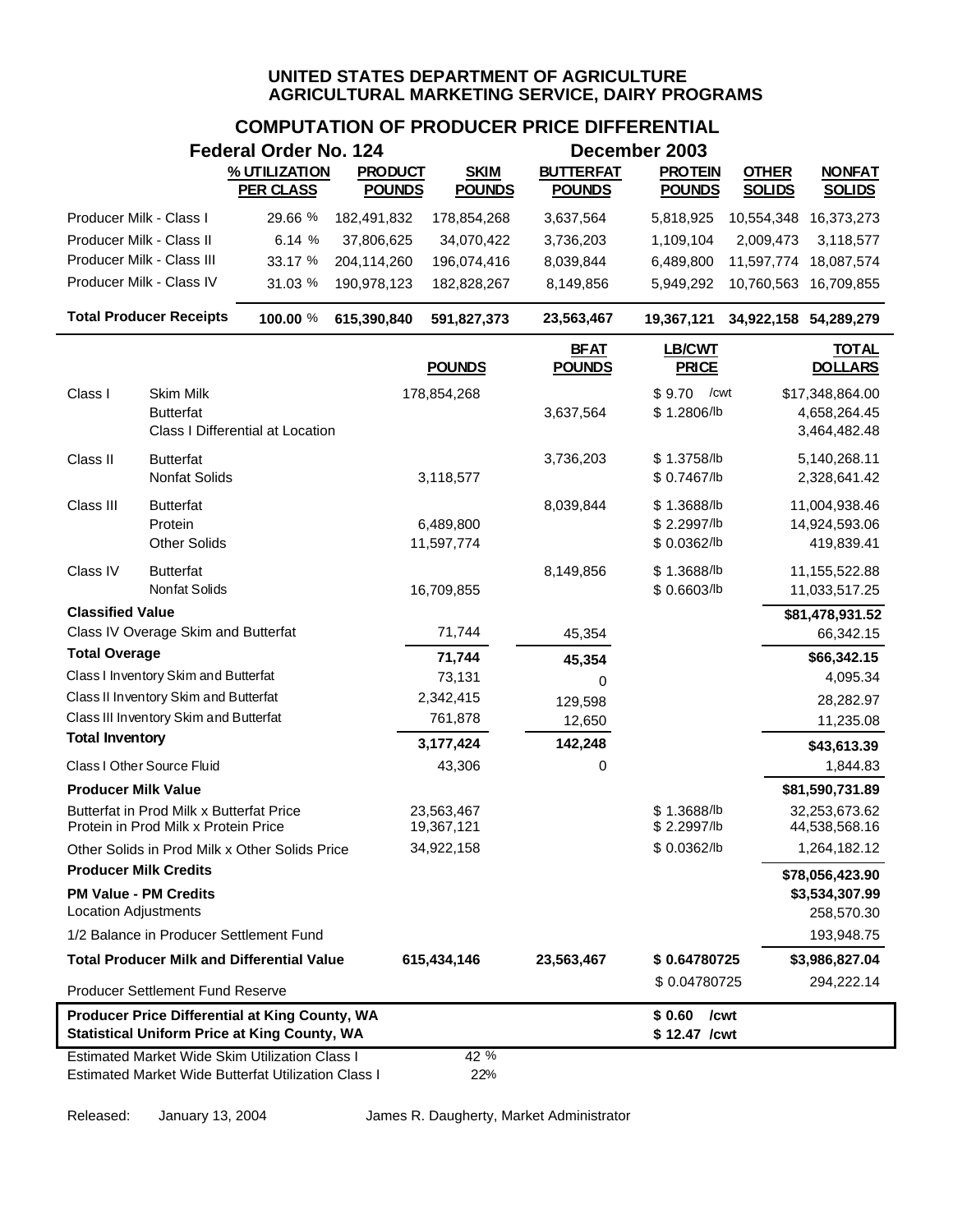**UNITED STATES DEPARTMENT OF AGRICULTURE**
**AGRICULTURAL MARKETING SERVICE, DAIRY PROGRAMS**

## COMPUTATION OF PRODUCER PRICE DIFFERENTIAL

**Federal Order No. 124** — **December 2003**

| | % UTILIZATION PER CLASS | PRODUCT POUNDS | SKIM POUNDS | BUTTERFAT POUNDS | PROTEIN POUNDS | OTHER SOLIDS | NONFAT SOLIDS |
|---|---|---|---|---|---|---|---|
| Producer Milk - Class I | 29.66 % | 182,491,832 | 178,854,268 | 3,637,564 | 5,818,925 | 10,554,348 | 16,373,273 |
| Producer Milk - Class II | 6.14 % | 37,806,625 | 34,070,422 | 3,736,203 | 1,109,104 | 2,009,473 | 3,118,577 |
| Producer Milk - Class III | 33.17 % | 204,114,260 | 196,074,416 | 8,039,844 | 6,489,800 | 11,597,774 | 18,087,574 |
| Producer Milk - Class IV | 31.03 % | 190,978,123 | 182,828,267 | 8,149,856 | 5,949,292 | 10,760,563 | 16,709,855 |
| **Total Producer Receipts** | **100.00 %** | **615,390,840** | **591,827,373** | **23,563,467** | **19,367,121** | **34,922,158** | **54,289,279** |

| | | POUNDS | BFAT POUNDS | LB/CWT PRICE | TOTAL DOLLARS |
|---|---|---|---|---|---|
| Class I | Skim Milk | 178,854,268 | | $ 9.70 /cwt | $17,348,864.00 |
| | Butterfat | | 3,637,564 | $ 1.2806/lb | 4,658,264.45 |
| | Class I Differential at Location | | | | 3,464,482.48 |
| Class II | Butterfat | | 3,736,203 | $ 1.3758/lb | 5,140,268.11 |
| | Nonfat Solids | 3,118,577 | | $ 0.7467/lb | 2,328,641.42 |
| Class III | Butterfat | | 8,039,844 | $ 1.3688/lb | 11,004,938.46 |
| | Protein | 6,489,800 | | $ 2.2997/lb | 14,924,593.06 |
| | Other Solids | 11,597,774 | | $ 0.0362/lb | 419,839.41 |
| Class IV | Butterfat | | 8,149,856 | $ 1.3688/lb | 11,155,522.88 |
| | Nonfat Solids | 16,709,855 | | $ 0.6603/lb | 11,033,517.25 |
| **Classified Value** | | | | | **$81,478,931.52** |
| Class IV Overage Skim and Butterfat | | 71,744 | 45,354 | | 66,342.15 |
| **Total Overage** | | **71,744** | **45,354** | | **$66,342.15** |
| Class I Inventory Skim and Butterfat | | 73,131 | 0 | | 4,095.34 |
| Class II Inventory Skim and Butterfat | | 2,342,415 | 129,598 | | 28,282.97 |
| Class III Inventory Skim and Butterfat | | 761,878 | 12,650 | | 11,235.08 |
| **Total Inventory** | | **3,177,424** | **142,248** | | **$43,613.39** |
| Class I Other Source Fluid | | 43,306 | 0 | | 1,844.83 |
| **Producer Milk Value** | | | | | **$81,590,731.89** |
| Butterfat in Prod Milk x Butterfat Price | | 23,563,467 | | $ 1.3688/lb | 32,253,673.62 |
| Protein in Prod Milk x Protein Price | | 19,367,121 | | $ 2.2997/lb | 44,538,568.16 |
| Other Solids in Prod Milk x Other Solids Price | | 34,922,158 | | $ 0.0362/lb | 1,264,182.12 |
| **Producer Milk Credits** | | | | | **$78,056,423.90** |
| **PM Value - PM Credits** | | | | | **$3,534,307.99** |
| Location Adjustments | | | | | 258,570.30 |
| 1/2 Balance in Producer Settlement Fund | | | | | 193,948.75 |
| **Total Producer Milk and Differential Value** | | **615,434,146** | **23,563,467** | **$ 0.64780725** | **$3,986,827.04** |
| Producer Settlement Fund Reserve | | | | $ 0.04780725 | 294,222.14 |
| **Producer Price Differential at King County, WA** | | | | **$ 0.60 /cwt** | |
| **Statistical Uniform Price at King County, WA** | | | | **$ 12.47 /cwt** | |

Estimated Market Wide Skim Utilization Class I: 42 %
Estimated Market Wide Butterfat Utilization Class I: 22%

Released: January 13, 2004 — James R. Daugherty, Market Administrator